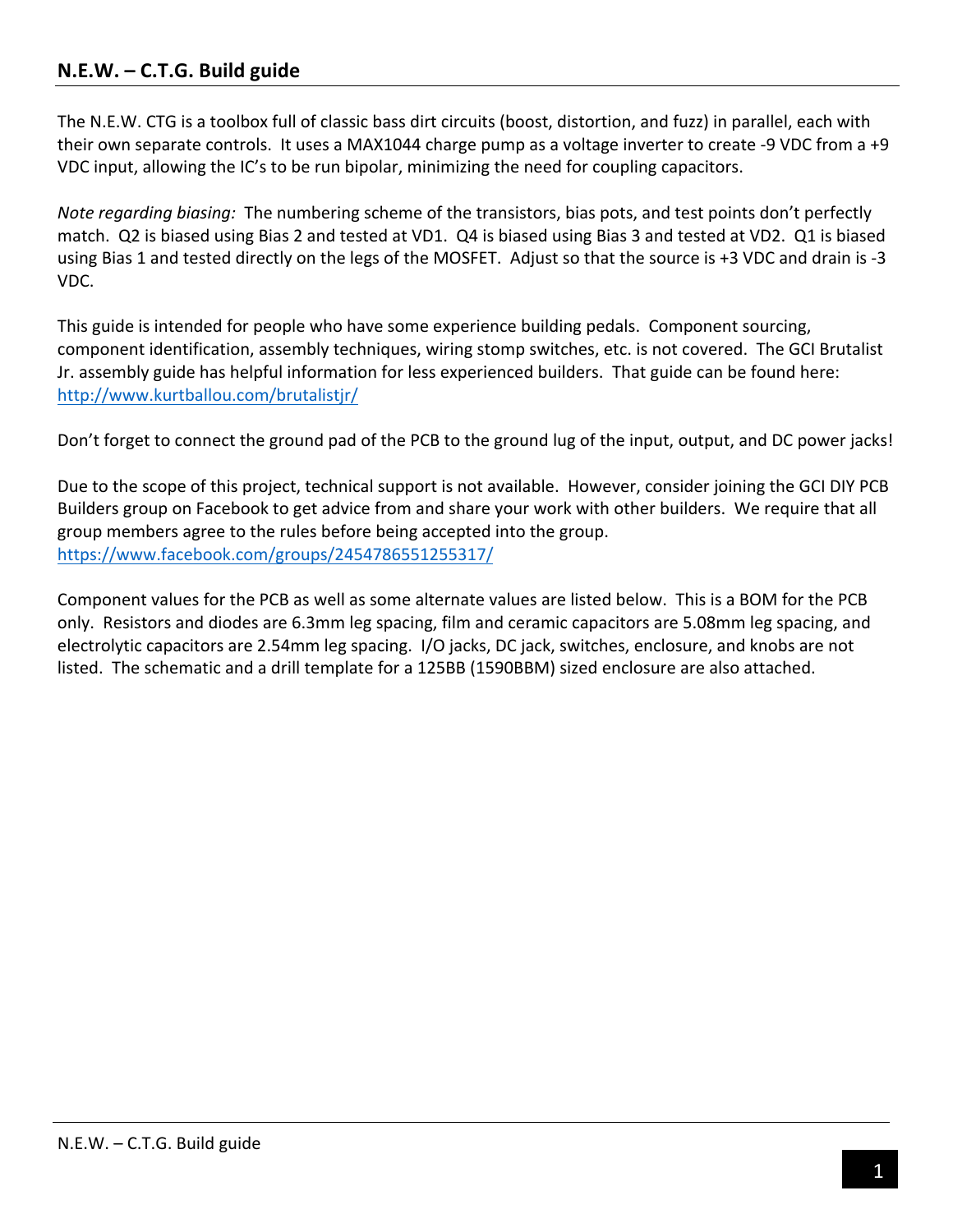## N.E.W. – C.T.G. Build guide

The N.E.W. CTG is a toolbox full of classic bass dirt circuits (boost, distortion, and fuzz) in parallel, each with their own separate controls. It uses a MAX1044 charge pump as a voltage inverter to create -9 VDC from a +9 VDC input, allowing the IC's to be run bipolar, minimizing the need for coupling capacitors.

*Note regarding biasing:* The numbering scheme of the transistors, bias pots, and test points don't perfectly match. Q2 is biased using Bias 2 and tested at VD1. Q4 is biased using Bias 3 and tested at VD2. Q1 is biased using Bias 1 and tested directly on the legs of the MOSFET. Adjust so that the source is +3 VDC and drain is -3 VDC.

This guide is intended for people who have some experience building pedals. Component sourcing, component identification, assembly techniques, wiring stomp switches, etc. is not covered. The GCI Brutalist Jr. assembly guide has helpful information for less experienced builders. That guide can be found here: http://www.kurtballou.com/brutalistjr/

Don't forget to connect the ground pad of the PCB to the ground lug of the input, output, and DC power jacks!

Due to the scope of this project, technical support is not available. However, consider joining the GCI DIY PCB Builders group on Facebook to get advice from and share your work with other builders. We require that all group members agree to the rules before being accepted into the group.
https://www.facebook.com/groups/2454786551255317/

Component values for the PCB as well as some alternate values are listed below. This is a BOM for the PCB only. Resistors and diodes are 6.3mm leg spacing, film and ceramic capacitors are 5.08mm leg spacing, and electrolytic capacitors are 2.54mm leg spacing. I/O jacks, DC jack, switches, enclosure, and knobs are not listed. The schematic and a drill template for a 125BB (1590BBM) sized enclosure are also attached.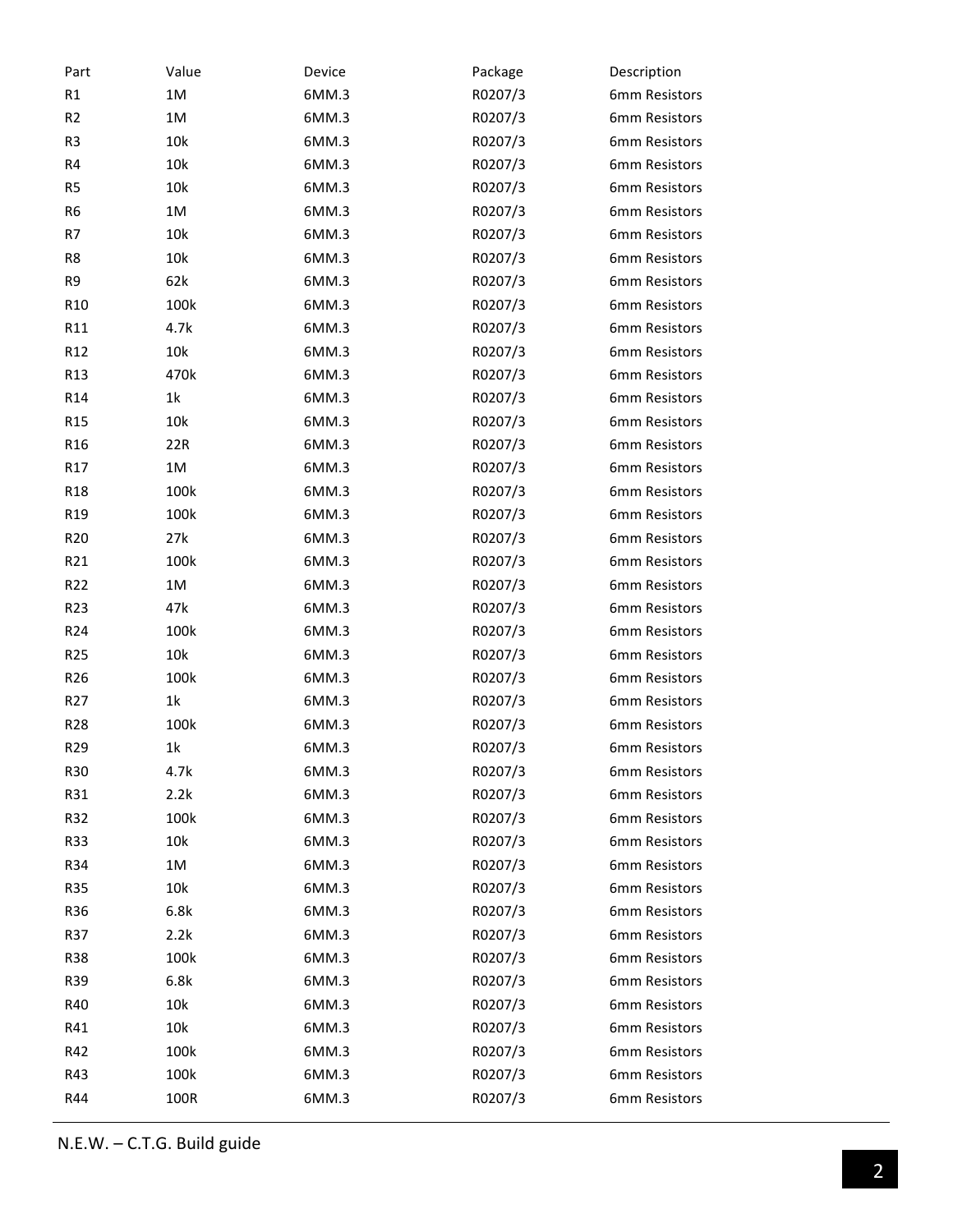| Part | Value | Device | Package | Description |
| --- | --- | --- | --- | --- |
| R1 | 1M | 6MM.3 | R0207/3 | 6mm Resistors |
| R2 | 1M | 6MM.3 | R0207/3 | 6mm Resistors |
| R3 | 10k | 6MM.3 | R0207/3 | 6mm Resistors |
| R4 | 10k | 6MM.3 | R0207/3 | 6mm Resistors |
| R5 | 10k | 6MM.3 | R0207/3 | 6mm Resistors |
| R6 | 1M | 6MM.3 | R0207/3 | 6mm Resistors |
| R7 | 10k | 6MM.3 | R0207/3 | 6mm Resistors |
| R8 | 10k | 6MM.3 | R0207/3 | 6mm Resistors |
| R9 | 62k | 6MM.3 | R0207/3 | 6mm Resistors |
| R10 | 100k | 6MM.3 | R0207/3 | 6mm Resistors |
| R11 | 4.7k | 6MM.3 | R0207/3 | 6mm Resistors |
| R12 | 10k | 6MM.3 | R0207/3 | 6mm Resistors |
| R13 | 470k | 6MM.3 | R0207/3 | 6mm Resistors |
| R14 | 1k | 6MM.3 | R0207/3 | 6mm Resistors |
| R15 | 10k | 6MM.3 | R0207/3 | 6mm Resistors |
| R16 | 22R | 6MM.3 | R0207/3 | 6mm Resistors |
| R17 | 1M | 6MM.3 | R0207/3 | 6mm Resistors |
| R18 | 100k | 6MM.3 | R0207/3 | 6mm Resistors |
| R19 | 100k | 6MM.3 | R0207/3 | 6mm Resistors |
| R20 | 27k | 6MM.3 | R0207/3 | 6mm Resistors |
| R21 | 100k | 6MM.3 | R0207/3 | 6mm Resistors |
| R22 | 1M | 6MM.3 | R0207/3 | 6mm Resistors |
| R23 | 47k | 6MM.3 | R0207/3 | 6mm Resistors |
| R24 | 100k | 6MM.3 | R0207/3 | 6mm Resistors |
| R25 | 10k | 6MM.3 | R0207/3 | 6mm Resistors |
| R26 | 100k | 6MM.3 | R0207/3 | 6mm Resistors |
| R27 | 1k | 6MM.3 | R0207/3 | 6mm Resistors |
| R28 | 100k | 6MM.3 | R0207/3 | 6mm Resistors |
| R29 | 1k | 6MM.3 | R0207/3 | 6mm Resistors |
| R30 | 4.7k | 6MM.3 | R0207/3 | 6mm Resistors |
| R31 | 2.2k | 6MM.3 | R0207/3 | 6mm Resistors |
| R32 | 100k | 6MM.3 | R0207/3 | 6mm Resistors |
| R33 | 10k | 6MM.3 | R0207/3 | 6mm Resistors |
| R34 | 1M | 6MM.3 | R0207/3 | 6mm Resistors |
| R35 | 10k | 6MM.3 | R0207/3 | 6mm Resistors |
| R36 | 6.8k | 6MM.3 | R0207/3 | 6mm Resistors |
| R37 | 2.2k | 6MM.3 | R0207/3 | 6mm Resistors |
| R38 | 100k | 6MM.3 | R0207/3 | 6mm Resistors |
| R39 | 6.8k | 6MM.3 | R0207/3 | 6mm Resistors |
| R40 | 10k | 6MM.3 | R0207/3 | 6mm Resistors |
| R41 | 10k | 6MM.3 | R0207/3 | 6mm Resistors |
| R42 | 100k | 6MM.3 | R0207/3 | 6mm Resistors |
| R43 | 100k | 6MM.3 | R0207/3 | 6mm Resistors |
| R44 | 100R | 6MM.3 | R0207/3 | 6mm Resistors |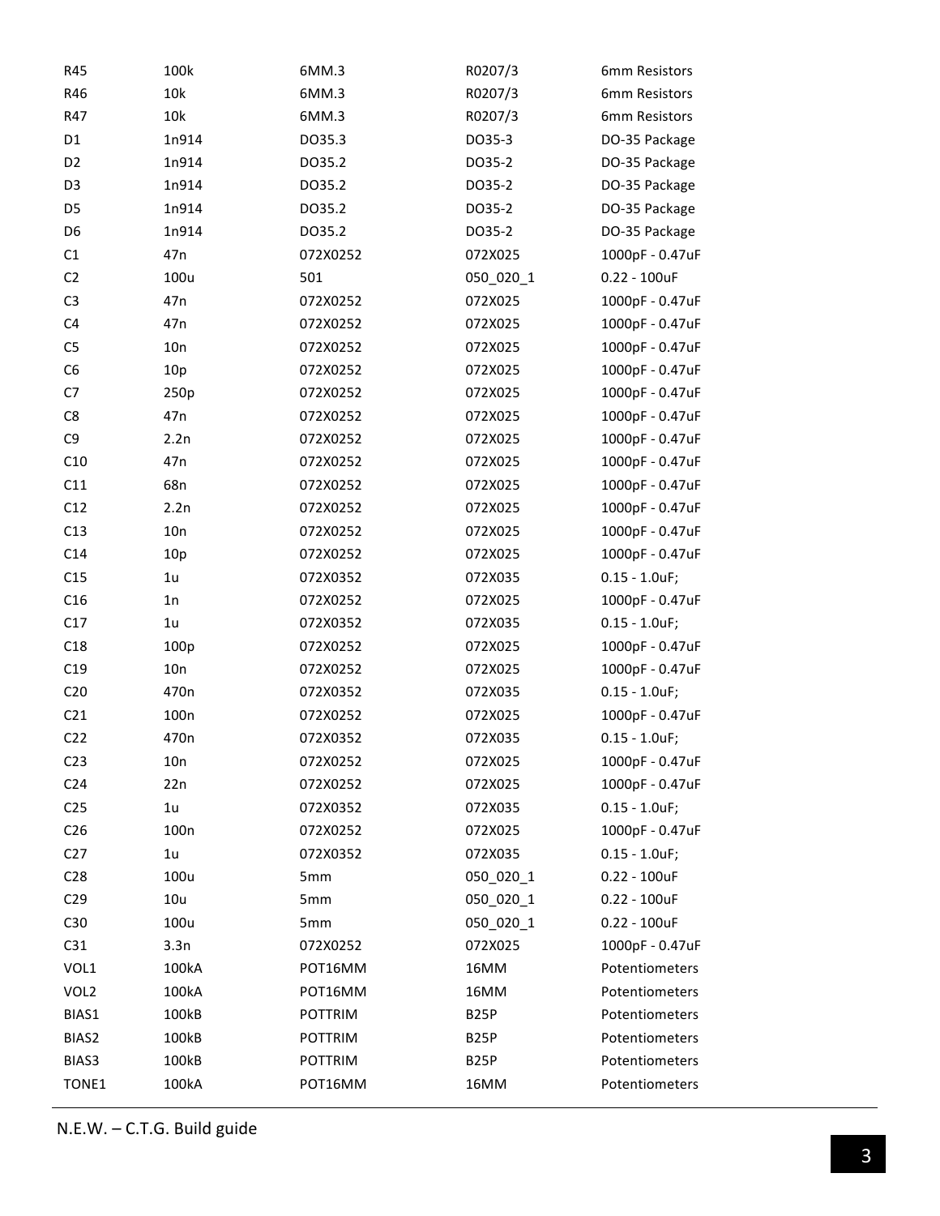| | | | | |
|---|---|---|---|---|
| R45 | 100k | 6MM.3 | R0207/3 | 6mm Resistors |
| R46 | 10k | 6MM.3 | R0207/3 | 6mm Resistors |
| R47 | 10k | 6MM.3 | R0207/3 | 6mm Resistors |
| D1 | 1n914 | DO35.3 | DO35-3 | DO-35 Package |
| D2 | 1n914 | DO35.2 | DO35-2 | DO-35 Package |
| D3 | 1n914 | DO35.2 | DO35-2 | DO-35 Package |
| D5 | 1n914 | DO35.2 | DO35-2 | DO-35 Package |
| D6 | 1n914 | DO35.2 | DO35-2 | DO-35 Package |
| C1 | 47n | 072X0252 | 072X025 | 1000pF - 0.47uF |
| C2 | 100u | 501 | 050_020_1 | 0.22 - 100uF |
| C3 | 47n | 072X0252 | 072X025 | 1000pF - 0.47uF |
| C4 | 47n | 072X0252 | 072X025 | 1000pF - 0.47uF |
| C5 | 10n | 072X0252 | 072X025 | 1000pF - 0.47uF |
| C6 | 10p | 072X0252 | 072X025 | 1000pF - 0.47uF |
| C7 | 250p | 072X0252 | 072X025 | 1000pF - 0.47uF |
| C8 | 47n | 072X0252 | 072X025 | 1000pF - 0.47uF |
| C9 | 2.2n | 072X0252 | 072X025 | 1000pF - 0.47uF |
| C10 | 47n | 072X0252 | 072X025 | 1000pF - 0.47uF |
| C11 | 68n | 072X0252 | 072X025 | 1000pF - 0.47uF |
| C12 | 2.2n | 072X0252 | 072X025 | 1000pF - 0.47uF |
| C13 | 10n | 072X0252 | 072X025 | 1000pF - 0.47uF |
| C14 | 10p | 072X0252 | 072X025 | 1000pF - 0.47uF |
| C15 | 1u | 072X0352 | 072X035 | 0.15 - 1.0uF; |
| C16 | 1n | 072X0252 | 072X025 | 1000pF - 0.47uF |
| C17 | 1u | 072X0352 | 072X035 | 0.15 - 1.0uF; |
| C18 | 100p | 072X0252 | 072X025 | 1000pF - 0.47uF |
| C19 | 10n | 072X0252 | 072X025 | 1000pF - 0.47uF |
| C20 | 470n | 072X0352 | 072X035 | 0.15 - 1.0uF; |
| C21 | 100n | 072X0252 | 072X025 | 1000pF - 0.47uF |
| C22 | 470n | 072X0352 | 072X035 | 0.15 - 1.0uF; |
| C23 | 10n | 072X0252 | 072X025 | 1000pF - 0.47uF |
| C24 | 22n | 072X0252 | 072X025 | 1000pF - 0.47uF |
| C25 | 1u | 072X0352 | 072X035 | 0.15 - 1.0uF; |
| C26 | 100n | 072X0252 | 072X025 | 1000pF - 0.47uF |
| C27 | 1u | 072X0352 | 072X035 | 0.15 - 1.0uF; |
| C28 | 100u | 5mm | 050_020_1 | 0.22 - 100uF |
| C29 | 10u | 5mm | 050_020_1 | 0.22 - 100uF |
| C30 | 100u | 5mm | 050_020_1 | 0.22 - 100uF |
| C31 | 3.3n | 072X0252 | 072X025 | 1000pF - 0.47uF |
| VOL1 | 100kA | POT16MM | 16MM | Potentiometers |
| VOL2 | 100kA | POT16MM | 16MM | Potentiometers |
| BIAS1 | 100kB | POTTRIM | B25P | Potentiometers |
| BIAS2 | 100kB | POTTRIM | B25P | Potentiometers |
| BIAS3 | 100kB | POTTRIM | B25P | Potentiometers |
| TONE1 | 100kA | POT16MM | 16MM | Potentiometers |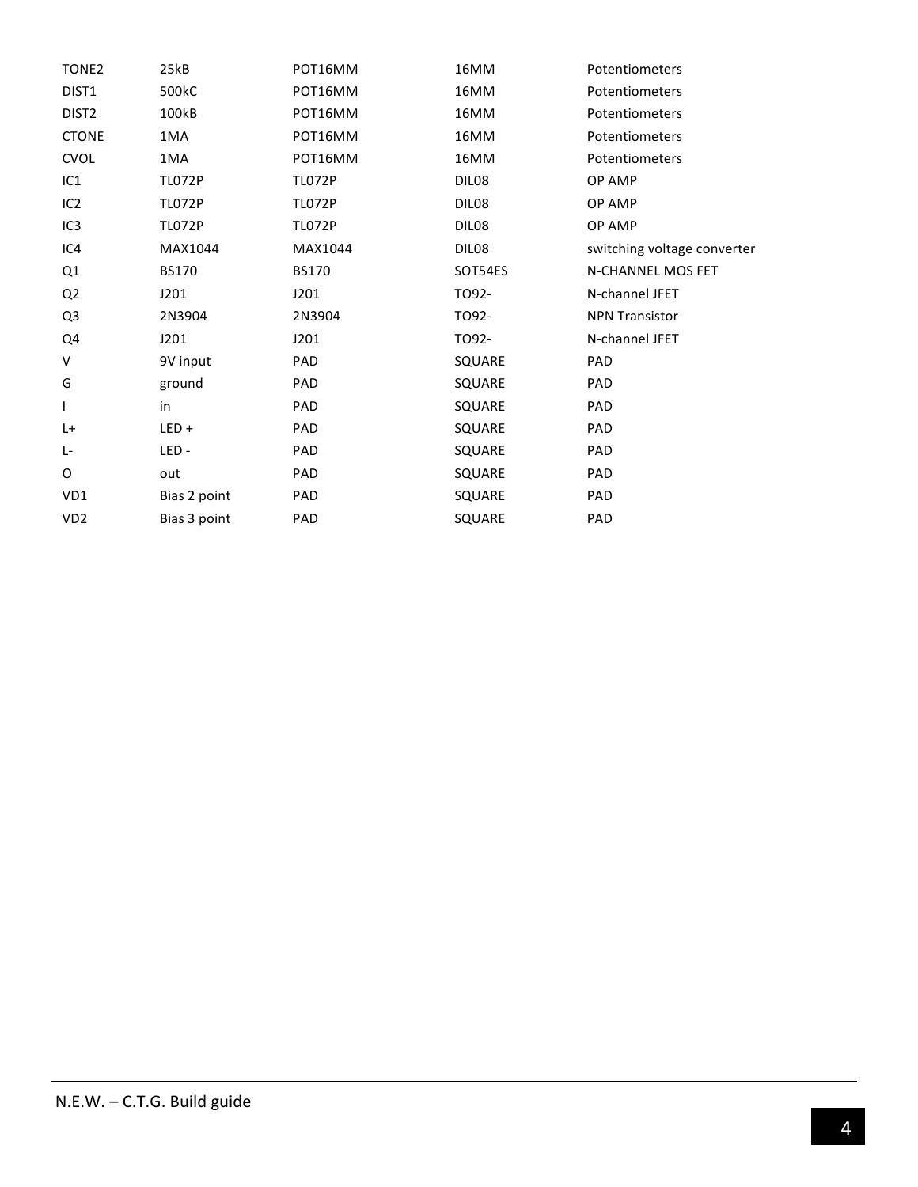| | | | | |
|---|---|---|---|---|
| TONE2 | 25kB | POT16MM | 16MM | Potentiometers |
| DIST1 | 500kC | POT16MM | 16MM | Potentiometers |
| DIST2 | 100kB | POT16MM | 16MM | Potentiometers |
| CTONE | 1MA | POT16MM | 16MM | Potentiometers |
| CVOL | 1MA | POT16MM | 16MM | Potentiometers |
| IC1 | TL072P | TL072P | DIL08 | OP AMP |
| IC2 | TL072P | TL072P | DIL08 | OP AMP |
| IC3 | TL072P | TL072P | DIL08 | OP AMP |
| IC4 | MAX1044 | MAX1044 | DIL08 | switching voltage converter |
| Q1 | BS170 | BS170 | SOT54ES | N-CHANNEL MOS FET |
| Q2 | J201 | J201 | TO92- | N-channel JFET |
| Q3 | 2N3904 | 2N3904 | TO92- | NPN Transistor |
| Q4 | J201 | J201 | TO92- | N-channel JFET |
| V | 9V input | PAD | SQUARE | PAD |
| G | ground | PAD | SQUARE | PAD |
| I | in | PAD | SQUARE | PAD |
| L+ | LED + | PAD | SQUARE | PAD |
| L- | LED - | PAD | SQUARE | PAD |
| O | out | PAD | SQUARE | PAD |
| VD1 | Bias 2 point | PAD | SQUARE | PAD |
| VD2 | Bias 3 point | PAD | SQUARE | PAD |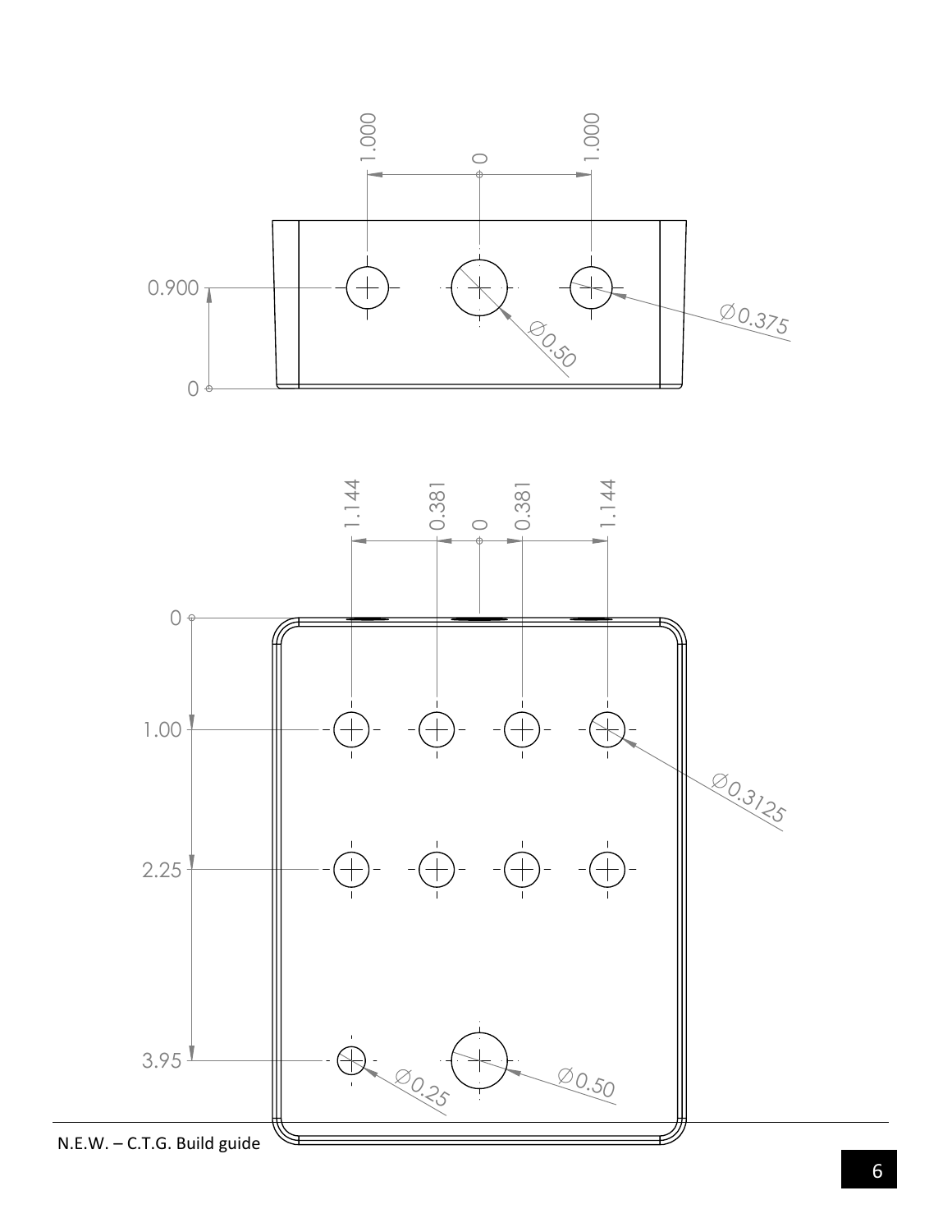1.000
0
1.000

0.900
0

⌀0.50
⌀0.375

1.144
0.381
0
0.381
1.144

0
1.00
2.25
3.95

⌀0.3125
⌀0.25
⌀0.50